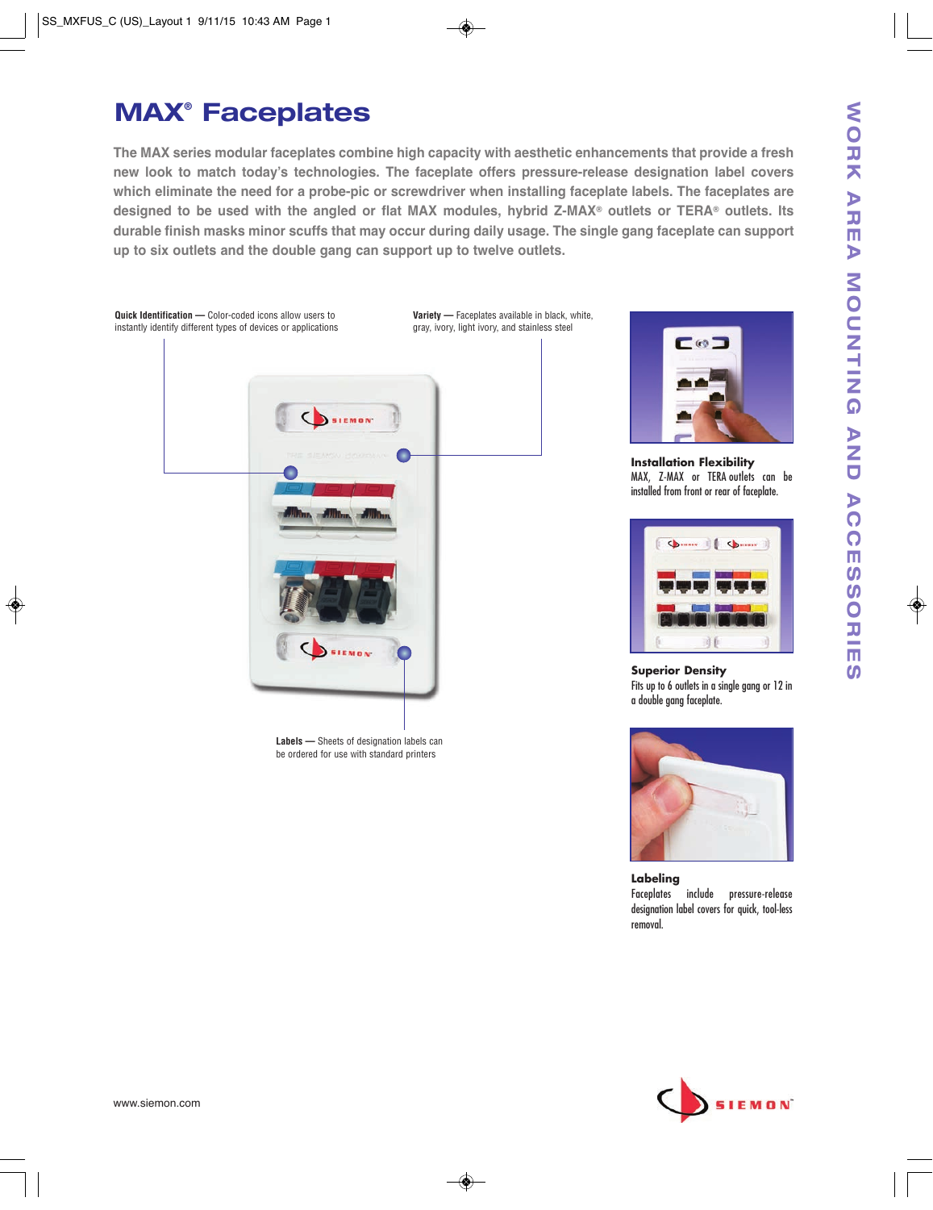# MAX® Faceplates

**The MAX series modular faceplates combine high capacity with aesthetic enhancements that provide a fresh new look to match today's technologies. The faceplate offers pressure-release designation label covers which eliminate the need for a probe-pic or screwdriver when installing faceplate labels. The faceplates are designed to be used with the angled or flat MAX modules, hybrid Z-MAX® outlets or TERA® outlets. Its durable finish masks minor scuffs that may occur during daily usage. The single gang faceplate can support up to six outlets and the double gang can support up to twelve outlets.**

**Quick Identification —** Color-coded icons allow users to instantly identify different types of devices or applications

**Variety —** Faceplates available in black, white, gray, ivory, light ivory, and stainless steel

**Labels —** Sheets of designation labels can be ordered for use with standard printers

**Installation Flexibility**
MAX, Z-MAX or TERA outlets can be installed from front or rear of faceplate.

**Superior Density**
Fits up to 6 outlets in a single gang or 12 in a double gang faceplate.

**Labeling**
Faceplates include pressure-release designation label covers for quick, tool-less removal.

www.siemon.com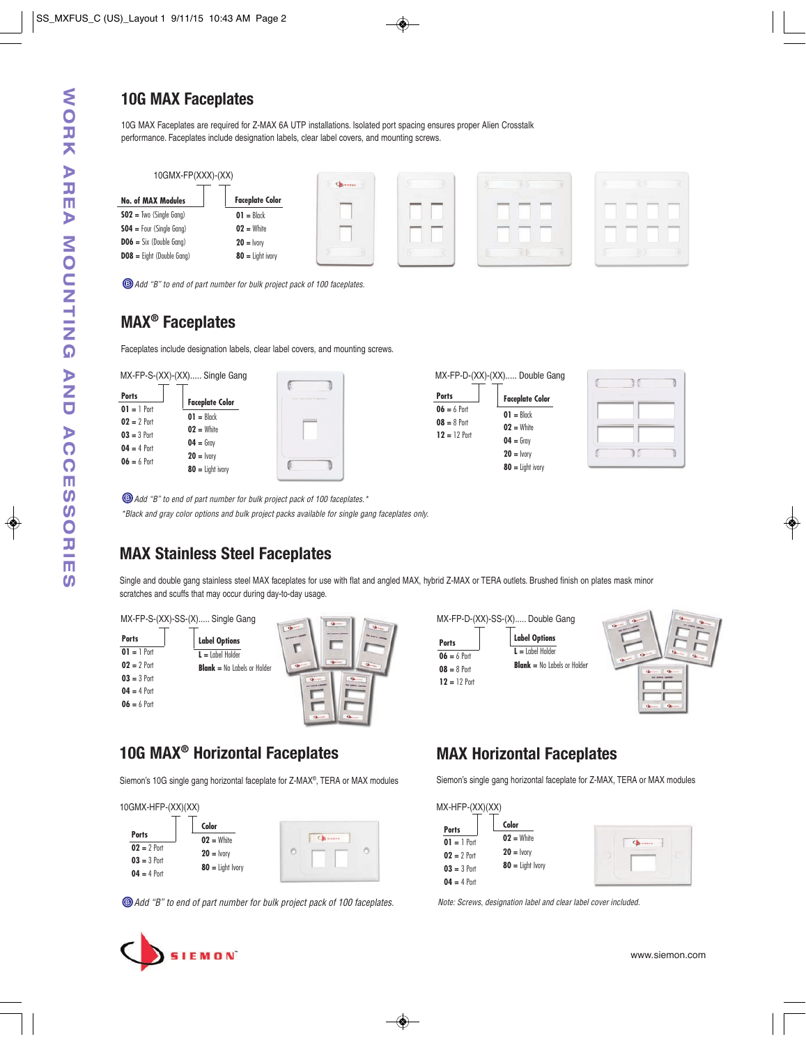## 10G MAX Faceplates

10G MAX Faceplates are required for Z-MAX 6A UTP installations. Isolated port spacing ensures proper Alien Crosstalk performance. Faceplates include designation labels, clear label covers, and mounting screws.

10GMX-FP(XXX)-(XX)

| No. of MAX Modules | Faceplate Color |
|---|---|
| **S02** = Two (Single Gang) | **01** = Black |
| **S04** = Four (Single Gang) | **02** = White |
| **D06** = Six (Double Gang) | **20** = Ivory |
| **D08** = Eight (Double Gang) | **80** = Light ivory |

*Add "B" to end of part number for bulk project pack of 100 faceplates.*

## MAX® Faceplates

Faceplates include designation labels, clear label covers, and mounting screws.

MX-FP-S-(XX)-(XX)..... Single Gang

| Ports | Faceplate Color |
|---|---|
| **01** = 1 Port | **01** = Black |
| **02** = 2 Port | **02** = White |
| **03** = 3 Port | **04** = Gray |
| **04** = 4 Port | **20** = Ivory |
| **06** = 6 Port | **80** = Light ivory |

MX-FP-D-(XX)-(XX)..... Double Gang

| Ports | Faceplate Color |
|---|---|
| **06** = 6 Port | **01** = Black |
| **08** = 8 Port | **02** = White |
| **12** = 12 Port | **04** = Gray |
| | **20** = Ivory |
| | **80** = Light ivory |

*Add "B" to end of part number for bulk project pack of 100 faceplates.\**

*\*Black and gray color options and bulk project packs available for single gang faceplates only.*

## MAX Stainless Steel Faceplates

Single and double gang stainless steel MAX faceplates for use with flat and angled MAX, hybrid Z-MAX or TERA outlets. Brushed finish on plates mask minor scratches and scuffs that may occur during day-to-day usage.

MX-FP-S-(XX)-SS-(X)..... Single Gang

| Ports | Label Options |
|---|---|
| **01** = 1 Port | **L** = Label Holder |
| **02** = 2 Port | **Blank** = No Labels or Holder |
| **03** = 3 Port | |
| **04** = 4 Port | |
| **06** = 6 Port | |

MX-FP-D-(XX)-SS-(X)..... Double Gang

| Ports | Label Options |
|---|---|
| **06** = 6 Port | **L** = Label Holder |
| **08** = 8 Port | **Blank** = No Labels or Holder |
| **12** = 12 Port | |

## 10G MAX® Horizontal Faceplates

Siemon's 10G single gang horizontal faceplate for Z-MAX®, TERA or MAX modules

10GMX-HFP-(XX)(XX)

| Ports | Color |
|---|---|
| **02** = 2 Port | **02** = White |
| **03** = 3 Port | **20** = Ivory |
| **04** = 4 Port | **80** = Light Ivory |

*Add "B" to end of part number for bulk project pack of 100 faceplates.*

## MAX Horizontal Faceplates

Siemon's single gang horizontal faceplate for Z-MAX, TERA or MAX modules

MX-HFP-(XX)(XX)

| Ports | Color |
|---|---|
| **01** = 1 Port | **02** = White |
| **02** = 2 Port | **20** = Ivory |
| **03** = 3 Port | **80** = Light Ivory |
| **04** = 4 Port | |

*Note: Screws, designation label and clear label cover included.*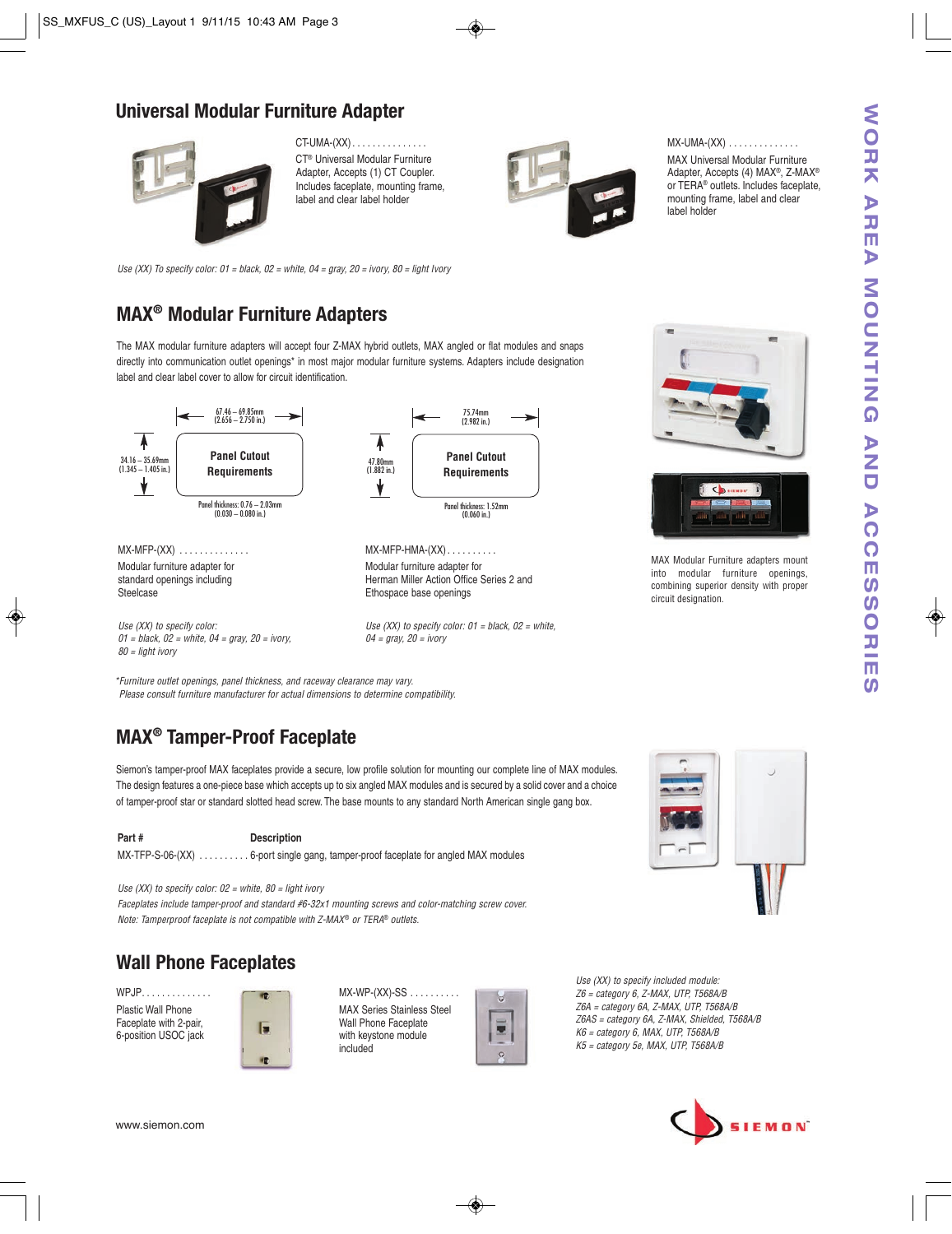## Universal Modular Furniture Adapter

CT-UMA-(XX) . . . . . . . . . . . . . . .
CT® Universal Modular Furniture Adapter, Accepts (1) CT Coupler. Includes faceplate, mounting frame, label and clear label holder

MX-UMA-(XX) . . . . . . . . . . . . . .
MAX Universal Modular Furniture Adapter, Accepts (4) MAX®, Z-MAX® or TERA® outlets. Includes faceplate, mounting frame, label and clear label holder

*Use (XX) To specify color: 01 = black, 02 = white, 04 = gray, 20 = ivory, 80 = light Ivory*

## MAX® Modular Furniture Adapters

The MAX modular furniture adapters will accept four Z-MAX hybrid outlets, MAX angled or flat modules and snaps directly into communication outlet openings* in most major modular furniture systems. Adapters include designation label and clear label cover to allow for circuit identification.

**Panel Cutout Requirements**
67.46 – 69.85mm (2.656 – 2.750 in.)
34.16 – 35.69mm (1.345 – 1.405 in.)
Panel thickness: 0.76 – 2.03mm (0.030 – 0.080 in.)

**Panel Cutout Requirements**
75.74mm (2.982 in.)
47.80mm (1.882 in.)
Panel thickness: 1.52mm (0.060 in.)

MX-MFP-(XX) . . . . . . . . . . . . . .
Modular furniture adapter for standard openings including Steelcase

*Use (XX) to specify color:*
*01 = black, 02 = white, 04 = gray, 20 = ivory, 80 = light ivory*

MX-MFP-HMA-(XX) . . . . . . . . . .
Modular furniture adapter for Herman Miller Action Office Series 2 and Ethospace base openings

*Use (XX) to specify color: 01 = black, 02 = white, 04 = gray, 20 = ivory*

MAX Modular Furniture adapters mount into modular furniture openings, combining superior density with proper circuit designation.

*\*Furniture outlet openings, panel thickness, and raceway clearance may vary.*
*Please consult furniture manufacturer for actual dimensions to determine compatibility.*

## MAX® Tamper-Proof Faceplate

Siemon's tamper-proof MAX faceplates provide a secure, low profile solution for mounting our complete line of MAX modules. The design features a one-piece base which accepts up to six angled MAX modules and is secured by a solid cover and a choice of tamper-proof star or standard slotted head screw. The base mounts to any standard North American single gang box.

| Part # | Description |
|---|---|
| MX-TFP-S-06-(XX) | 6-port single gang, tamper-proof faceplate for angled MAX modules |

*Use (XX) to specify color: 02 = white, 80 = light ivory*
*Faceplates include tamper-proof and standard #6-32x1 mounting screws and color-matching screw cover.*
*Note: Tamperproof faceplate is not compatible with Z-MAX® or TERA® outlets.*

## Wall Phone Faceplates

WPJP. . . . . . . . . . . . . .
Plastic Wall Phone Faceplate with 2-pair, 6-position USOC jack

MX-WP-(XX)-SS . . . . . . . . . .
MAX Series Stainless Steel Wall Phone Faceplate with keystone module included

*Use (XX) to specify included module:*
*Z6 = category 6, Z-MAX, UTP, T568A/B*
*Z6A = category 6A, Z-MAX, UTP, T568A/B*
*Z6AS = category 6A, Z-MAX, Shielded, T568A/B*
*K6 = category 6, MAX, UTP, T568A/B*
*K5 = category 5e, MAX, UTP, T568A/B*

www.siemon.com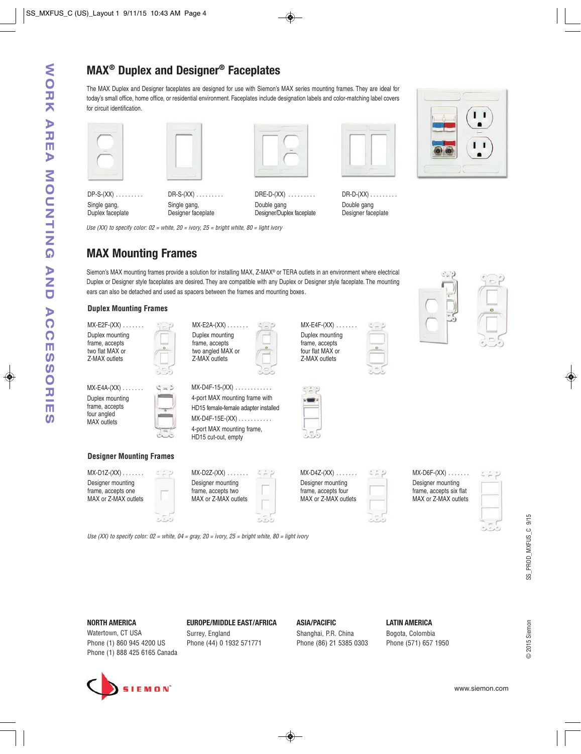WORK AREA MOUNTING AND ACCESSORIES

# MAX® Duplex and Designer® Faceplates

The MAX Duplex and Designer faceplates are designed for use with Siemon's MAX series mounting frames. They are ideal for today's small office, home office, or residential environment. Faceplates include designation labels and color-matching label covers for circuit identification.

DP-S-(XX) .........
Single gang,
Duplex faceplate

DR-S-(XX) .........
Single gang,
Designer faceplate

DRE-D-(XX) .........
Double gang
Designer/Duplex faceplate

DR-D-(XX) .........
Double gang
Designer faceplate

*Use (XX) to specify color: 02 = white, 20 = ivory, 25 = bright white, 80 = light ivory*

# MAX Mounting Frames

Siemon's MAX mounting frames provide a solution for installing MAX, Z-MAX® or TERA outlets in an environment where electrical Duplex or Designer style faceplates are desired. They are compatible with any Duplex or Designer style faceplate. The mounting ears can also be detached and used as spacers between the frames and mounting boxes.

## Duplex Mounting Frames

MX-E2F-(XX) .......
Duplex mounting frame, accepts two flat MAX or Z-MAX outlets

MX-E2A-(XX) .......
Duplex mounting frame, accepts two angled MAX or Z-MAX outlets

MX-E4F-(XX) .......
Duplex mounting frame, accepts four flat MAX or Z-MAX outlets

MX-E4A-(XX) .......
Duplex mounting frame, accepts four angled MAX outlets

MX-D4F-15-(XX) ............
4-port MAX mounting frame with HD15 female-female adapter installed

MX-D4F-15E-(XX) ...........
4-port MAX mounting frame, HD15 cut-out, empty

## Designer Mounting Frames

MX-D1Z-(XX) .......
Designer mounting frame, accepts one MAX or Z-MAX outlets

MX-D2Z-(XX) .......
Designer mounting frame, accepts two MAX or Z-MAX outlets

MX-D4Z-(XX) .......
Designer mounting frame, accepts four MAX or Z-MAX outlets

MX-D6F-(XX) .......
Designer mounting frame, accepts six flat MAX or Z-MAX outlets

*Use (XX) to specify color: 02 = white, 04 = gray, 20 = ivory, 25 = bright white, 80 = light ivory*

SS_PROD_MXFUS_C 9/15

**NORTH AMERICA**
Watertown, CT USA
Phone (1) 860 945 4200 US
Phone (1) 888 425 6165 Canada

**EUROPE/MIDDLE EAST/AFRICA**
Surrey, England
Phone (44) 0 1932 571771

**ASIA/PACIFIC**
Shanghai, P.R. China
Phone (86) 21 5385 0303

**LATIN AMERICA**
Bogota, Colombia
Phone (571) 657 1950

© 2015 Siemon

SIEMON™

www.siemon.com